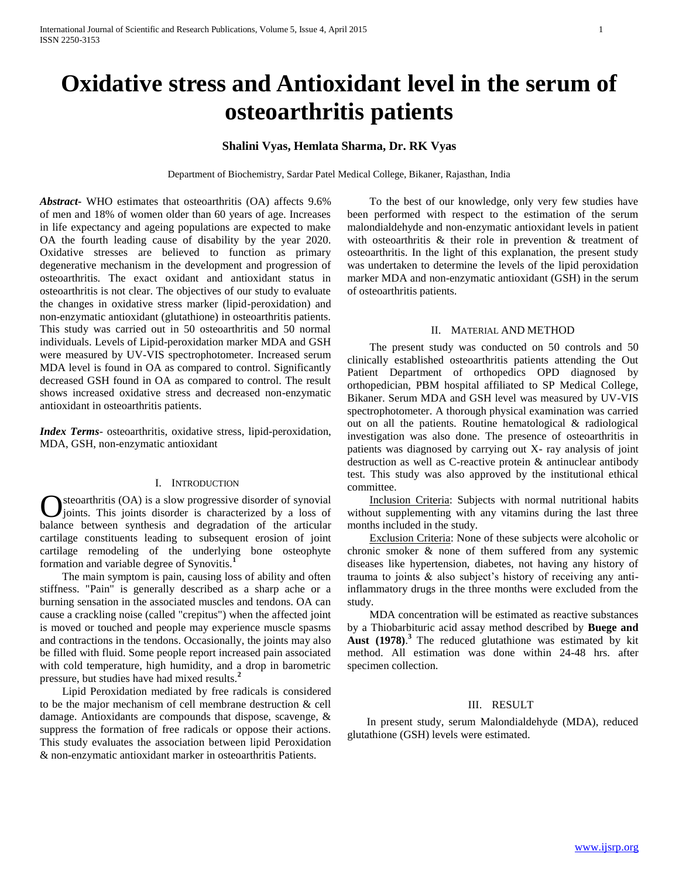# Oxidative stress and Antioxidant level in the serum of osteoarthritis patients

**Shalini Vyas, Hemlata Sharma, Dr. RK Vyas**

Department of Biochemistry, Sardar Patel Medical College, Bikaner, Rajasthan, India

***Abstract***- WHO estimates that osteoarthritis (OA) affects 9.6% of men and 18% of women older than 60 years of age. Increases in life expectancy and ageing populations are expected to make OA the fourth leading cause of disability by the year 2020. Oxidative stresses are believed to function as primary degenerative mechanism in the development and progression of osteoarthritis. The exact oxidant and antioxidant status in osteoarthritis is not clear. The objectives of our study to evaluate the changes in oxidative stress marker (lipid-peroxidation) and non-enzymatic antioxidant (glutathione) in osteoarthritis patients. This study was carried out in 50 osteoarthritis and 50 normal individuals. Levels of Lipid-peroxidation marker MDA and GSH were measured by UV-VIS spectrophotometer. Increased serum MDA level is found in OA as compared to control. Significantly decreased GSH found in OA as compared to control. The result shows increased oxidative stress and decreased non-enzymatic antioxidant in osteoarthritis patients.

***Index Terms***- osteoarthritis, oxidative stress, lipid-peroxidation, MDA, GSH, non-enzymatic antioxidant

## I. Introduction

Osteoarthritis (OA) is a slow progressive disorder of synovial joints. This joints disorder is characterized by a loss of balance between synthesis and degradation of the articular cartilage constituents leading to subsequent erosion of joint cartilage remodeling of the underlying bone osteophyte formation and variable degree of Synovitis.[1]

The main symptom is pain, causing loss of ability and often stiffness. "Pain" is generally described as a sharp ache or a burning sensation in the associated muscles and tendons. OA can cause a crackling noise (called "crepitus") when the affected joint is moved or touched and people may experience muscle spasms and contractions in the tendons. Occasionally, the joints may also be filled with fluid. Some people report increased pain associated with cold temperature, high humidity, and a drop in barometric pressure, but studies have had mixed results.[2]

Lipid Peroxidation mediated by free radicals is considered to be the major mechanism of cell membrane destruction & cell damage. Antioxidants are compounds that dispose, scavenge, & suppress the formation of free radicals or oppose their actions. This study evaluates the association between lipid Peroxidation & non-enzymatic antioxidant marker in osteoarthritis Patients.

To the best of our knowledge, only very few studies have been performed with respect to the estimation of the serum malondialdehyde and non-enzymatic antioxidant levels in patient with osteoarthritis & their role in prevention & treatment of osteoarthritis. In the light of this explanation, the present study was undertaken to determine the levels of the lipid peroxidation marker MDA and non-enzymatic antioxidant (GSH) in the serum of osteoarthritis patients.

## II. Material and Method

The present study was conducted on 50 controls and 50 clinically established osteoarthritis patients attending the Out Patient Department of orthopedics OPD diagnosed by orthopedician, PBM hospital affiliated to SP Medical College, Bikaner. Serum MDA and GSH level was measured by UV-VIS spectrophotometer. A thorough physical examination was carried out on all the patients. Routine hematological & radiological investigation was also done. The presence of osteoarthritis in patients was diagnosed by carrying out X- ray analysis of joint destruction as well as C-reactive protein & antinuclear antibody test. This study was also approved by the institutional ethical committee.

Inclusion Criteria: Subjects with normal nutritional habits without supplementing with any vitamins during the last three months included in the study.

Exclusion Criteria: None of these subjects were alcoholic or chronic smoker & none of them suffered from any systemic diseases like hypertension, diabetes, not having any history of trauma to joints & also subject's history of receiving any anti-inflammatory drugs in the three months were excluded from the study.

MDA concentration will be estimated as reactive substances by a Thiobarbituric acid assay method described by **Buege and Aust (1978)**.[3] The reduced glutathione was estimated by kit method. All estimation was done within 24-48 hrs. after specimen collection.

## III. Result

In present study, serum Malondialdehyde (MDA), reduced glutathione (GSH) levels were estimated.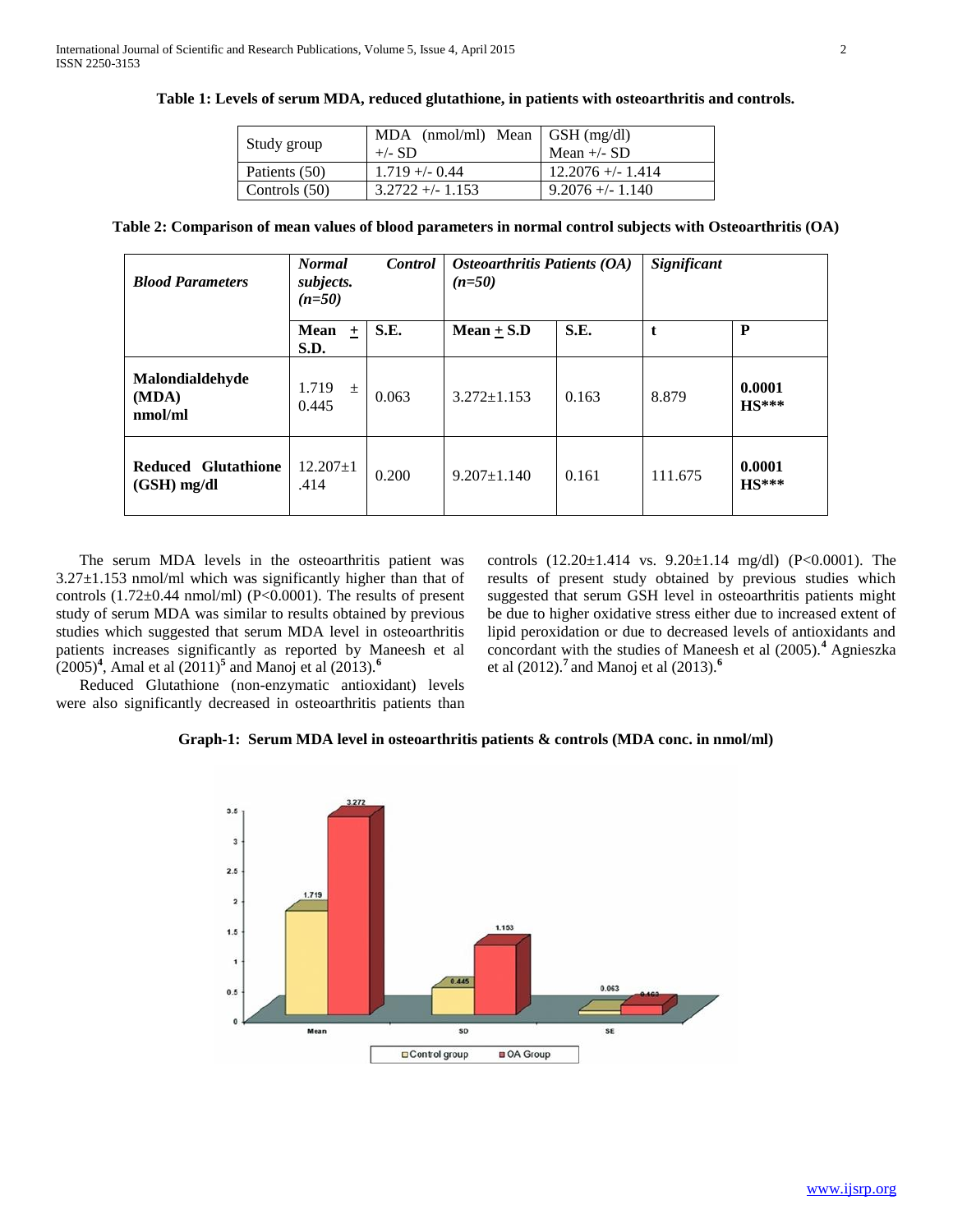**Table 1: Levels of serum MDA, reduced glutathione, in patients with osteoarthritis and controls.**

| Study group | MDA (nmol/ml) Mean +/- SD | GSH (mg/dl) Mean +/- SD |
|---|---|---|
| Patients (50) | 1.719 +/- 0.44 | 12.2076 +/- 1.414 |
| Controls (50) | 3.2722 +/- 1.153 | 9.2076 +/- 1.140 |

**Table 2: Comparison of mean values of blood parameters in normal control subjects with Osteoarthritis (OA)**

| ***Blood Parameters*** | ***Normal Control subjects. (n=50)*** | | ***Osteoarthritis Patients (OA) (n=50)*** | | ***Significant*** | |
|---|---|---|---|---|---|---|
| | **Mean ± S.D.** | **S.E.** | **Mean ± S.D** | **S.E.** | **t** | **P** |
| **Malondialdehyde (MDA) nmol/ml** | 1.719 ± 0.445 | 0.063 | 3.272±1.153 | 0.163 | 8.879 | **0.0001 HS*** ** |
| **Reduced Glutathione (GSH) mg/dl** | 12.207±1.414 | 0.200 | 9.207±1.140 | 0.161 | 111.675 | **0.0001 HS*** ** |

The serum MDA levels in the osteoarthritis patient was 3.27±1.153 nmol/ml which was significantly higher than that of controls (1.72±0.44 nmol/ml) (P<0.0001). The results of present study of serum MDA was similar to results obtained by previous studies which suggested that serum MDA level in osteoarthritis patients increases significantly as reported by Maneesh et al (2005)[4], Amal et al (2011)[5] and Manoj et al (2013).[6]

Reduced Glutathione (non-enzymatic antioxidant) levels were also significantly decreased in osteoarthritis patients than controls (12.20±1.414 vs. 9.20±1.14 mg/dl) (P<0.0001). The results of present study obtained by previous studies which suggested that serum GSH level in osteoarthritis patients might be due to higher oxidative stress either due to increased extent of lipid peroxidation or due to decreased levels of antioxidants and concordant with the studies of Maneesh et al (2005).[4] Agnieszka et al (2012).[7] and Manoj et al (2013).[6]

**Graph-1: Serum MDA level in osteoarthritis patients & controls (MDA conc. in nmol/ml)**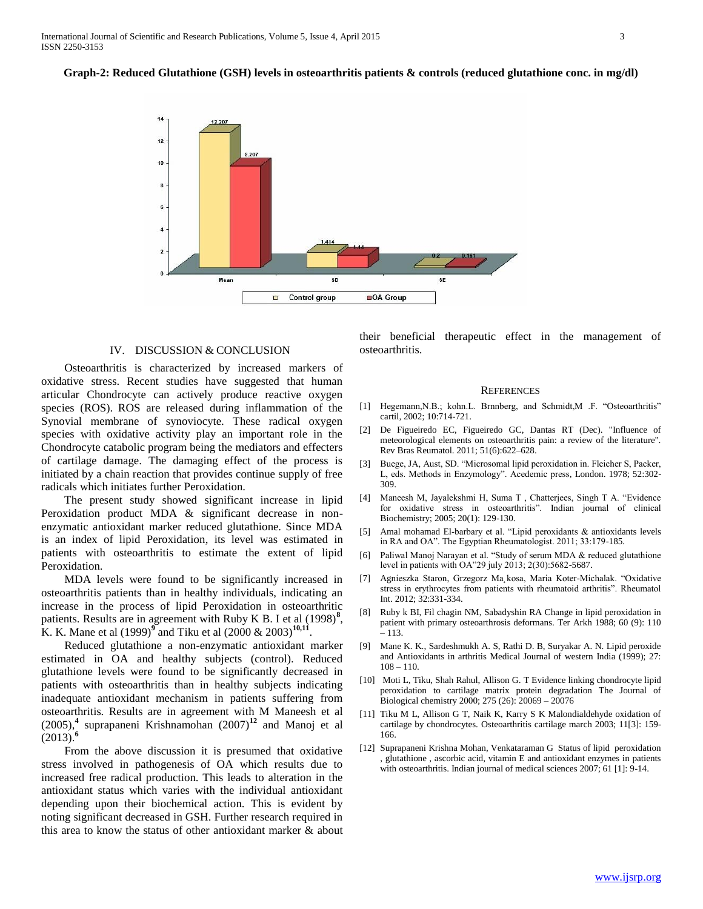**Graph-2: Reduced Glutathione (GSH) levels in osteoarthritis patients & controls (reduced glutathione conc. in mg/dl)**

| | Mean | SD | SE |
|---|---|---|---|
| Control group | 12.207 | 1.414 | 0.2 |
| OA Group | 9.207 | 1.14 | 0.161 |

## IV. DISCUSSION & CONCLUSION

Osteoarthritis is characterized by increased markers of oxidative stress. Recent studies have suggested that human articular Chondrocyte can actively produce reactive oxygen species (ROS). ROS are released during inflammation of the Synovial membrane of synoviocyte. These radical oxygen species with oxidative activity play an important role in the Chondrocyte catabolic program being the mediators and effecters of cartilage damage. The damaging effect of the process is initiated by a chain reaction that provides continue supply of free radicals which initiates further Peroxidation.

The present study showed significant increase in lipid Peroxidation product MDA & significant decrease in non-enzymatic antioxidant marker reduced glutathione. Since MDA is an index of lipid Peroxidation, its level was estimated in patients with osteoarthritis to estimate the extent of lipid Peroxidation.

MDA levels were found to be significantly increased in osteoarthritis patients than in healthy individuals, indicating an increase in the process of lipid Peroxidation in osteoarthritic patients. Results are in agreement with Ruby K B. I et al (1998)[8], K. K. Mane et al (1999)[9] and Tiku et al (2000 & 2003)[10,11].

Reduced glutathione a non-enzymatic antioxidant marker estimated in OA and healthy subjects (control). Reduced glutathione levels were found to be significantly decreased in patients with osteoarthritis than in healthy subjects indicating inadequate antioxidant mechanism in patients suffering from osteoarthritis. Results are in agreement with M Maneesh et al (2005),[4] suprapaneni Krishnamohan (2007)[12] and Manoj et al (2013).[6]

From the above discussion it is presumed that oxidative stress involved in pathogenesis of OA which results due to increased free radical production. This leads to alteration in the antioxidant status which varies with the individual antioxidant depending upon their biochemical action. This is evident by noting significant decreased in GSH. Further research required in this area to know the status of other antioxidant marker & about their beneficial therapeutic effect in the management of osteoarthritis.

## REFERENCES

[1] Hegemann,N.B.; kohn.L. Brnnberg, and Schmidt,M .F. "Osteoarthritis" cartil, 2002; 10:714-721.

[2] De Figueiredo EC, Figueiredo GC, Dantas RT (Dec). "Influence of meteorological elements on osteoarthritis pain: a review of the literature". Rev Bras Reumatol. 2011; 51(6):622–628.

[3] Buege, JA, Aust, SD. "Microsomal lipid peroxidation in. Fleicher S, Packer, L, eds. Methods in Enzymology". Acedemic press, London. 1978; 52:302-309.

[4] Maneesh M, Jayalekshmi H, Suma T , Chatterjees, Singh T A. "Evidence for oxidative stress in osteoarthritis". Indian journal of clinical Biochemistry; 2005; 20(1): 129-130.

[5] Amal mohamad El-barbary et al. "Lipid peroxidants & antioxidants levels in RA and OA". The Egyptian Rheumatologist. 2011; 33:179-185.

[6] Paliwal Manoj Narayan et al. "Study of serum MDA & reduced glutathione level in patients with OA"29 july 2013; 2(30):5682-5687.

[7] Agnieszka Staron, Grzegorz Ma̧kosa, Maria Koter-Michalak. "Oxidative stress in erythrocytes from patients with rheumatoid arthritis". Rheumatol Int. 2012; 32:331-334.

[8] Ruby k BI, Fil chagin NM, Sabadyshin RA Change in lipid peroxidation in patient with primary osteoarthrosis deformans. Ter Arkh 1988; 60 (9): 110 – 113.

[9] Mane K. K., Sardeshmukh A. S, Rathi D. B, Suryakar A. N. Lipid peroxide and Antioxidants in arthritis Medical Journal of western India (1999); 27: 108 – 110.

[10] Moti L, Tiku, Shah Rahul, Allison G. T Evidence linking chondrocyte lipid peroxidation to cartilage matrix protein degradation The Journal of Biological chemistry 2000; 275 (26): 20069 – 20076

[11] Tiku M L, Allison G T, Naik K, Karry S K Malondialdehyde oxidation of cartilage by chondrocytes. Osteoarthritis cartilage march 2003; 11[3]: 159-166.

[12] Suprapaneni Krishna Mohan, Venkataraman G Status of lipid peroxidation , glutathione , ascorbic acid, vitamin E and antioxidant enzymes in patients with osteoarthritis. Indian journal of medical sciences 2007; 61 [1]: 9-14.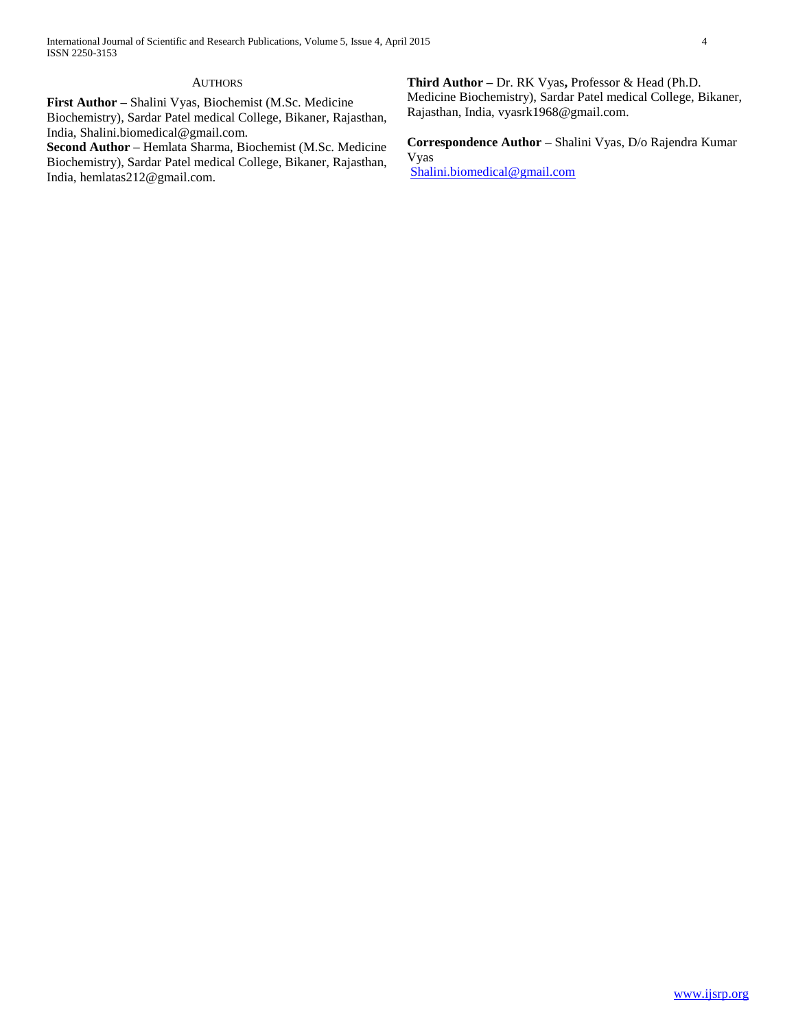## AUTHORS

**First Author** – Shalini Vyas, Biochemist (M.Sc. Medicine Biochemistry), Sardar Patel medical College, Bikaner, Rajasthan, India, Shalini.biomedical@gmail.com.

**Second Author** – Hemlata Sharma, Biochemist (M.Sc. Medicine Biochemistry), Sardar Patel medical College, Bikaner, Rajasthan, India, hemlatas212@gmail.com.

**Third Author** – Dr. RK Vyas**,** Professor & Head (Ph.D. Medicine Biochemistry), Sardar Patel medical College, Bikaner, Rajasthan, India, vyasrk1968@gmail.com.

**Correspondence Author** – Shalini Vyas, D/o Rajendra Kumar Vyas
Shalini.biomedical@gmail.com